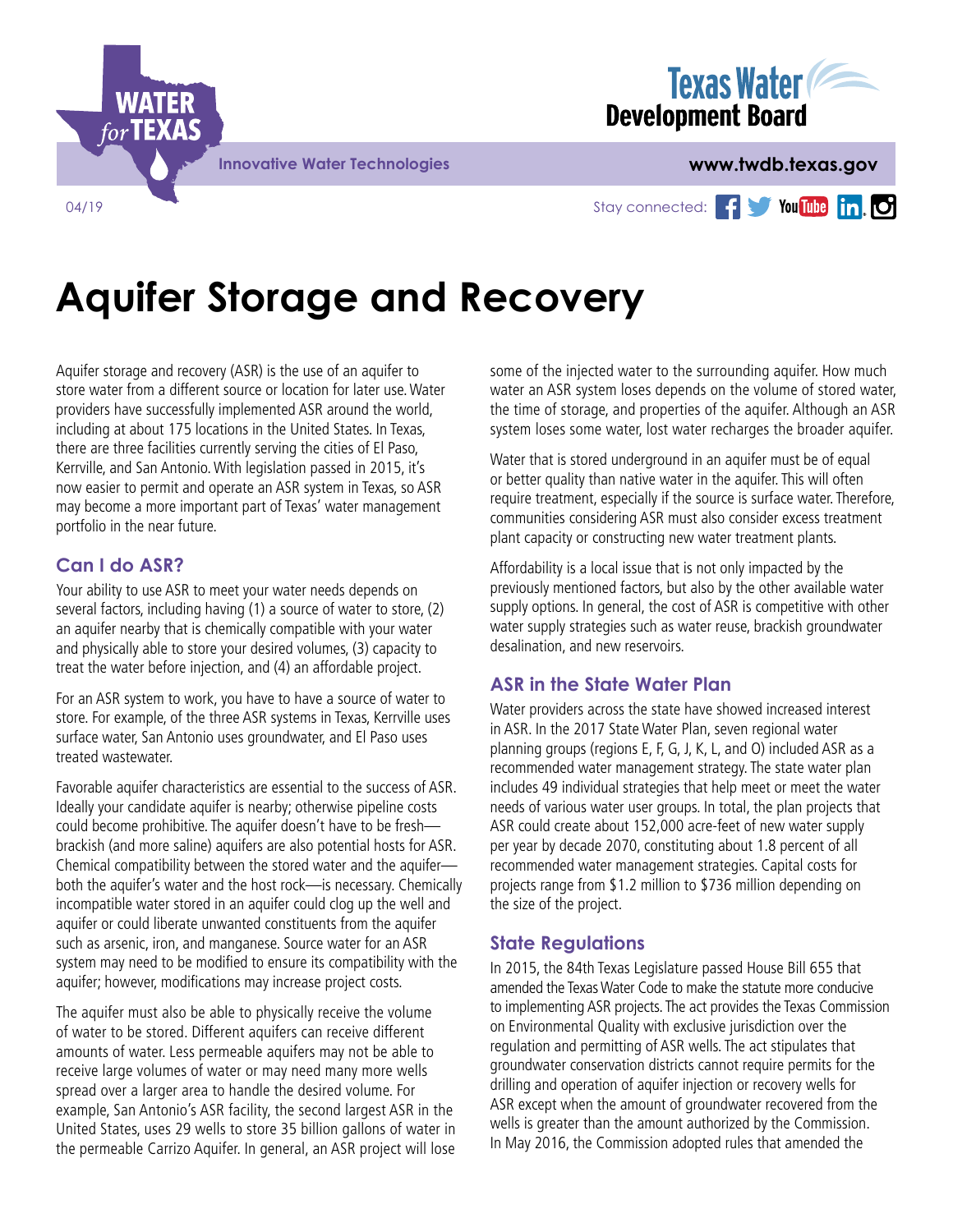Innovative Water Technologies

www.twdb.texas.gov

04/19

# Aquifer Storage and Recovery

Aquifer storage and recovery (ASR) is the use of an aquifer to store water from a different source or location for later use. Water providers have successfully implemented ASR around the world, including at about 175 locations in the United States. In Texas, there are three facilities currently serving the cities of El Paso, Kerrville, and San Antonio. With legislation passed in 2015, it's now easier to permit and operate an ASR system in Texas, so ASR may become a more important part of Texas' water management portfolio in the near future.

## Can I do ASR?

Your ability to use ASR to meet your water needs depends on several factors, including having (1) a source of water to store, (2) an aquifer nearby that is chemically compatible with your water and physically able to store your desired volumes, (3) capacity to treat the water before injection, and (4) an affordable project.

For an ASR system to work, you have to have a source of water to store. For example, of the three ASR systems in Texas, Kerrville uses surface water, San Antonio uses groundwater, and El Paso uses treated wastewater.

Favorable aquifer characteristics are essential to the success of ASR. Ideally your candidate aquifer is nearby; otherwise pipeline costs could become prohibitive. The aquifer doesn't have to be fresh—brackish (and more saline) aquifers are also potential hosts for ASR. Chemical compatibility between the stored water and the aquifer—both the aquifer's water and the host rock—is necessary. Chemically incompatible water stored in an aquifer could clog up the well and aquifer or could liberate unwanted constituents from the aquifer such as arsenic, iron, and manganese. Source water for an ASR system may need to be modified to ensure its compatibility with the aquifer; however, modifications may increase project costs.

The aquifer must also be able to physically receive the volume of water to be stored. Different aquifers can receive different amounts of water. Less permeable aquifers may not be able to receive large volumes of water or may need many more wells spread over a larger area to handle the desired volume. For example, San Antonio's ASR facility, the second largest ASR in the United States, uses 29 wells to store 35 billion gallons of water in the permeable Carrizo Aquifer. In general, an ASR project will lose some of the injected water to the surrounding aquifer. How much water an ASR system loses depends on the volume of stored water, the time of storage, and properties of the aquifer. Although an ASR system loses some water, lost water recharges the broader aquifer.

Water that is stored underground in an aquifer must be of equal or better quality than native water in the aquifer. This will often require treatment, especially if the source is surface water. Therefore, communities considering ASR must also consider excess treatment plant capacity or constructing new water treatment plants.

Affordability is a local issue that is not only impacted by the previously mentioned factors, but also by the other available water supply options. In general, the cost of ASR is competitive with other water supply strategies such as water reuse, brackish groundwater desalination, and new reservoirs.

## ASR in the State Water Plan

Water providers across the state have showed increased interest in ASR. In the 2017 State Water Plan, seven regional water planning groups (regions E, F, G, J, K, L, and O) included ASR as a recommended water management strategy. The state water plan includes 49 individual strategies that help meet or meet the water needs of various water user groups. In total, the plan projects that ASR could create about 152,000 acre-feet of new water supply per year by decade 2070, constituting about 1.8 percent of all recommended water management strategies. Capital costs for projects range from $1.2 million to $736 million depending on the size of the project.

## State Regulations

In 2015, the 84th Texas Legislature passed House Bill 655 that amended the Texas Water Code to make the statute more conducive to implementing ASR projects. The act provides the Texas Commission on Environmental Quality with exclusive jurisdiction over the regulation and permitting of ASR wells. The act stipulates that groundwater conservation districts cannot require permits for the drilling and operation of aquifer injection or recovery wells for ASR except when the amount of groundwater recovered from the wells is greater than the amount authorized by the Commission. In May 2016, the Commission adopted rules that amended the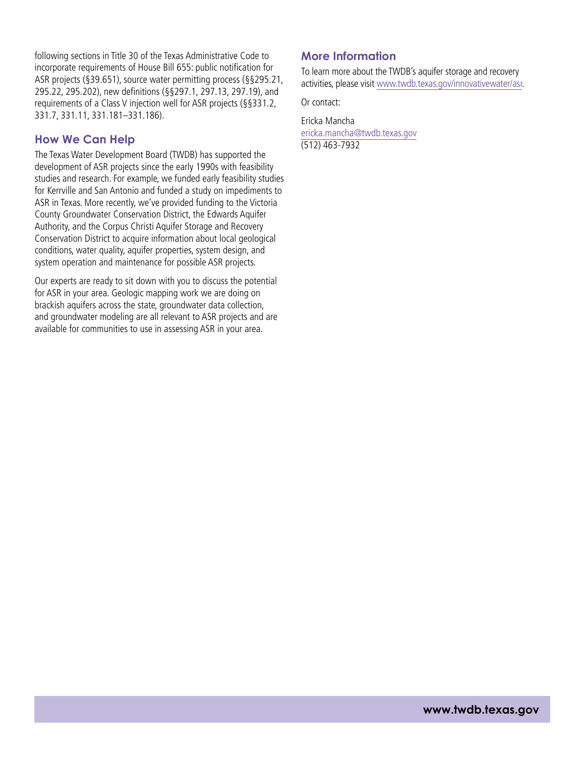following sections in Title 30 of the Texas Administrative Code to incorporate requirements of House Bill 655: public notification for ASR projects (§39.651), source water permitting process (§§295.21, 295.22, 295.202), new definitions (§§297.1, 297.13, 297.19), and requirements of a Class V injection well for ASR projects (§§331.2, 331.7, 331.11, 331.181–331.186).

## How We Can Help

The Texas Water Development Board (TWDB) has supported the development of ASR projects since the early 1990s with feasibility studies and research. For example, we funded early feasibility studies for Kerrville and San Antonio and funded a study on impediments to ASR in Texas. More recently, we've provided funding to the Victoria County Groundwater Conservation District, the Edwards Aquifer Authority, and the Corpus Christi Aquifer Storage and Recovery Conservation District to acquire information about local geological conditions, water quality, aquifer properties, system design, and system operation and maintenance for possible ASR projects.

Our experts are ready to sit down with you to discuss the potential for ASR in your area. Geologic mapping work we are doing on brackish aquifers across the state, groundwater data collection, and groundwater modeling are all relevant to ASR projects and are available for communities to use in assessing ASR in your area.

## More Information

To learn more about the TWDB's aquifer storage and recovery activities, please visit www.twdb.texas.gov/innovativewater/asr.

Or contact:

Ericka Mancha
ericka.mancha@twdb.texas.gov
(512) 463-7932